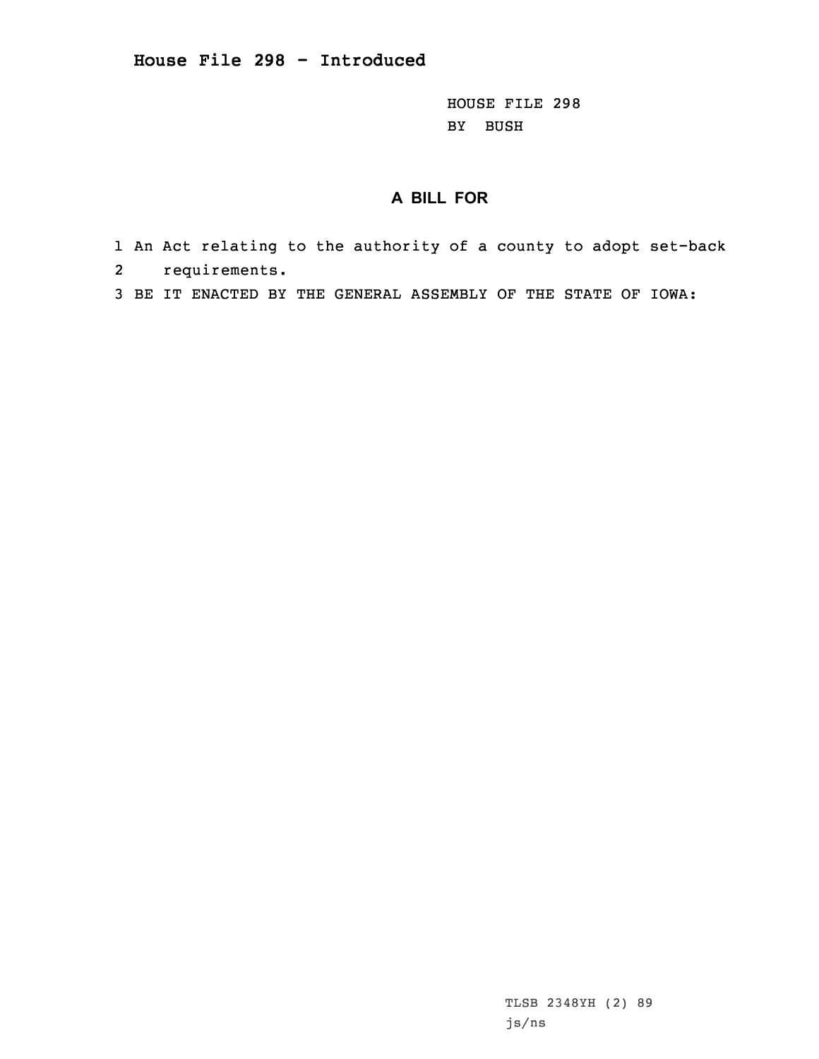**House File 298 - Introduced**

HOUSE FILE 298
BY BUSH

## A BILL FOR

1 An Act relating to the authority of a county to adopt set-back
2 requirements.
3 BE IT ENACTED BY THE GENERAL ASSEMBLY OF THE STATE OF IOWA:

TLSB 2348YH (2) 89
js/ns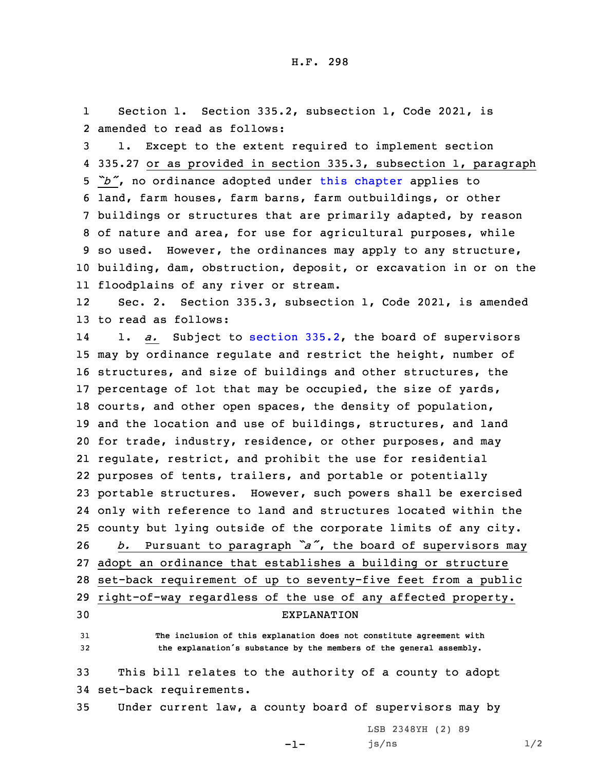H.F. 298

Section 1. Section 335.2, subsection 1, Code 2021, is amended to read as follows:

1. Except to the extent required to implement section 335.27 or as provided in section 335.3, subsection 1, paragraph *"b"*, no ordinance adopted under this chapter applies to land, farm houses, farm barns, farm outbuildings, or other buildings or structures that are primarily adapted, by reason of nature and area, for use for agricultural purposes, while so used. However, the ordinances may apply to any structure, building, dam, obstruction, deposit, or excavation in or on the floodplains of any river or stream.

Sec. 2. Section 335.3, subsection 1, Code 2021, is amended to read as follows:

1. *a.* Subject to section 335.2, the board of supervisors may by ordinance regulate and restrict the height, number of structures, and size of buildings and other structures, the percentage of lot that may be occupied, the size of yards, courts, and other open spaces, the density of population, and the location and use of buildings, structures, and land for trade, industry, residence, or other purposes, and may regulate, restrict, and prohibit the use for residential purposes of tents, trailers, and portable or potentially portable structures. However, such powers shall be exercised only with reference to land and structures located within the county but lying outside of the corporate limits of any city.

*b.* Pursuant to paragraph *"a"*, the board of supervisors may adopt an ordinance that establishes a building or structure set-back requirement of up to seventy-five feet from a public right-of-way regardless of the use of any affected property.

EXPLANATION

The inclusion of this explanation does not constitute agreement with the explanation's substance by the members of the general assembly.

This bill relates to the authority of a county to adopt set-back requirements.

Under current law, a county board of supervisors may by

LSB 2348YH (2) 89
js/ns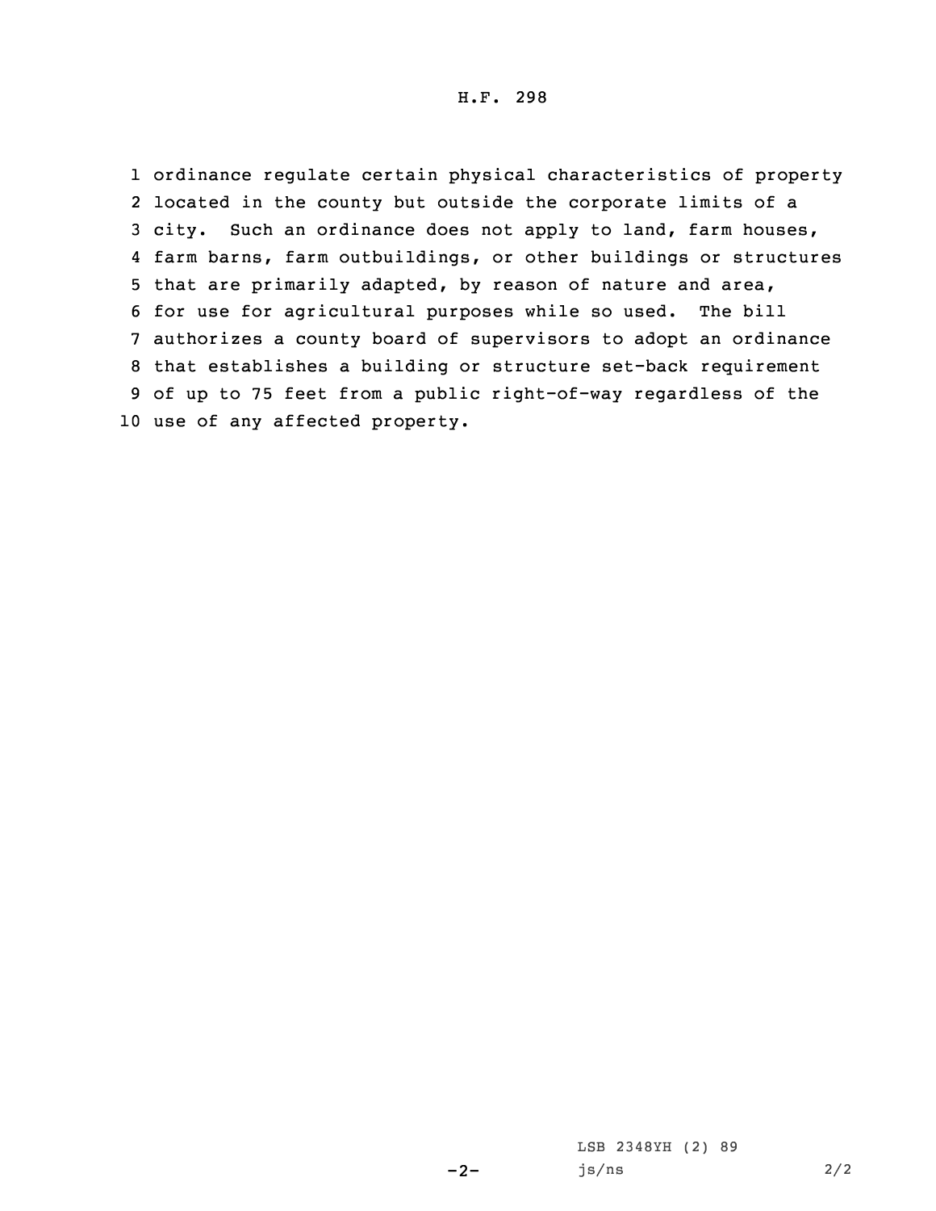ordinance regulate certain physical characteristics of property located in the county but outside the corporate limits of a city. Such an ordinance does not apply to land, farm houses, farm barns, farm outbuildings, or other buildings or structures that are primarily adapted, by reason of nature and area, for use for agricultural purposes while so used. The bill authorizes a county board of supervisors to adopt an ordinance that establishes a building or structure set-back requirement of up to 75 feet from a public right-of-way regardless of the use of any affected property.